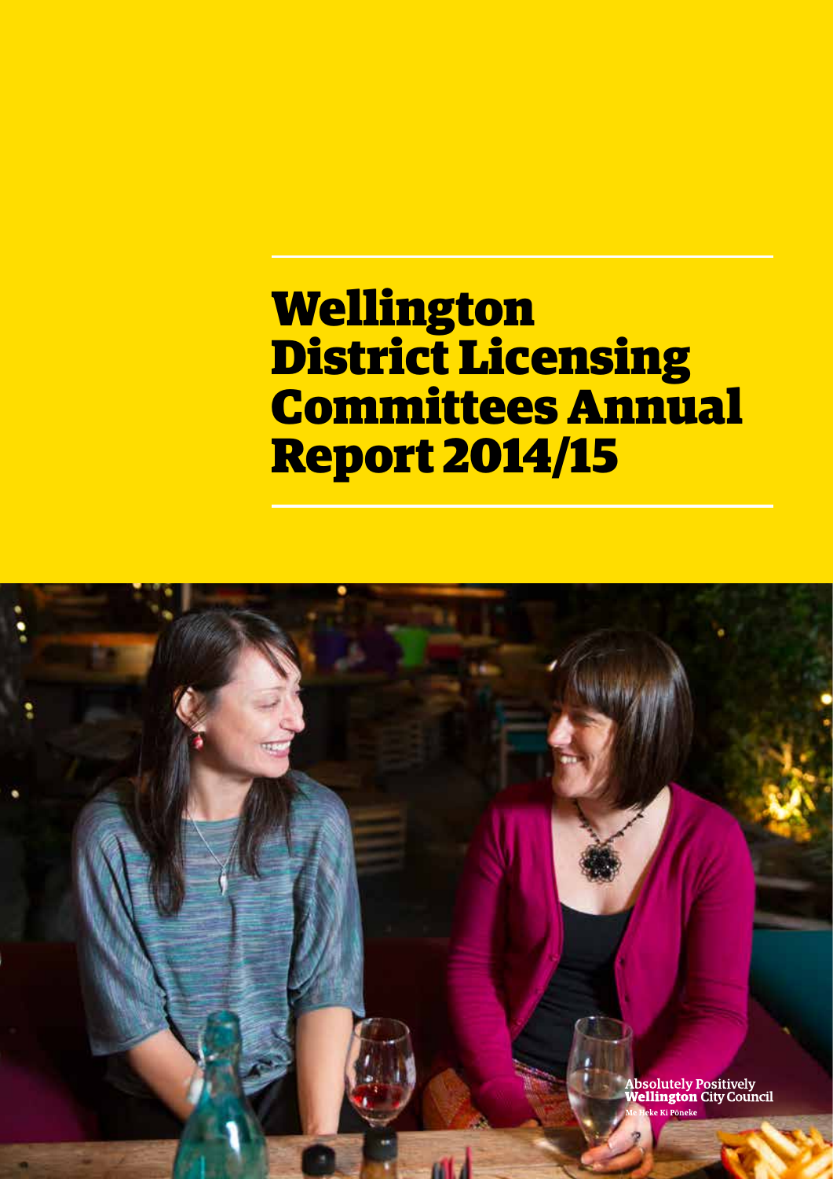# Wellington District Licensing Committees Annual Report 2014/15

Absolutely Positively **Wellington** City Council
Me Heke Ki Pōneke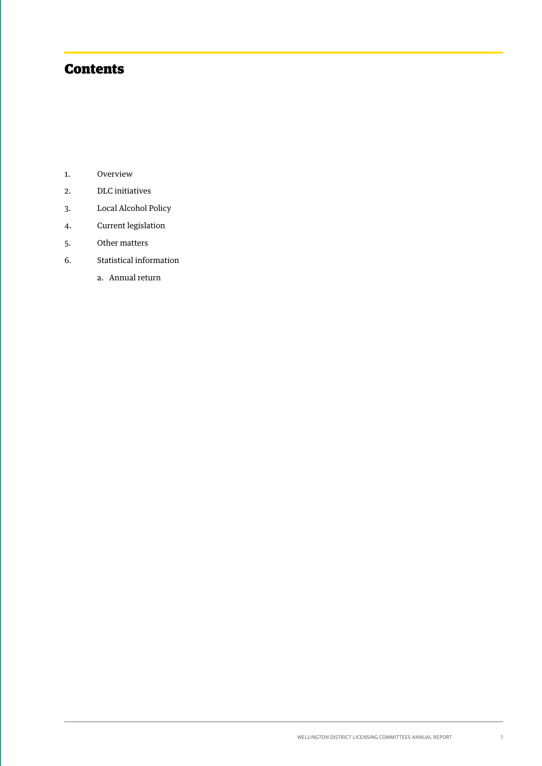# Contents

1. Overview
2. DLC initiatives
3. Local Alcohol Policy
4. Current legislation
5. Other matters
6. Statistical information
   a. Annual return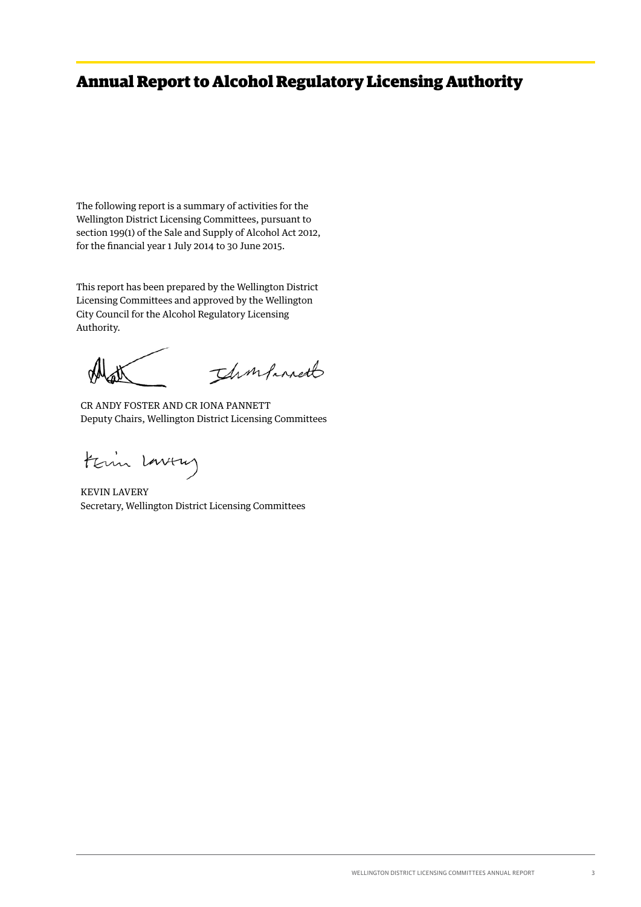# Annual Report to Alcohol Regulatory Licensing Authority

The following report is a summary of activities for the Wellington District Licensing Committees, pursuant to section 199(1) of the Sale and Supply of Alcohol Act 2012, for the financial year 1 July 2014 to 30 June 2015.

This report has been prepared by the Wellington District Licensing Committees and approved by the Wellington City Council for the Alcohol Regulatory Licensing Authority.

CR ANDY FOSTER AND CR IONA PANNETT
Deputy Chairs, Wellington District Licensing Committees

KEVIN LAVERY
Secretary, Wellington District Licensing Committees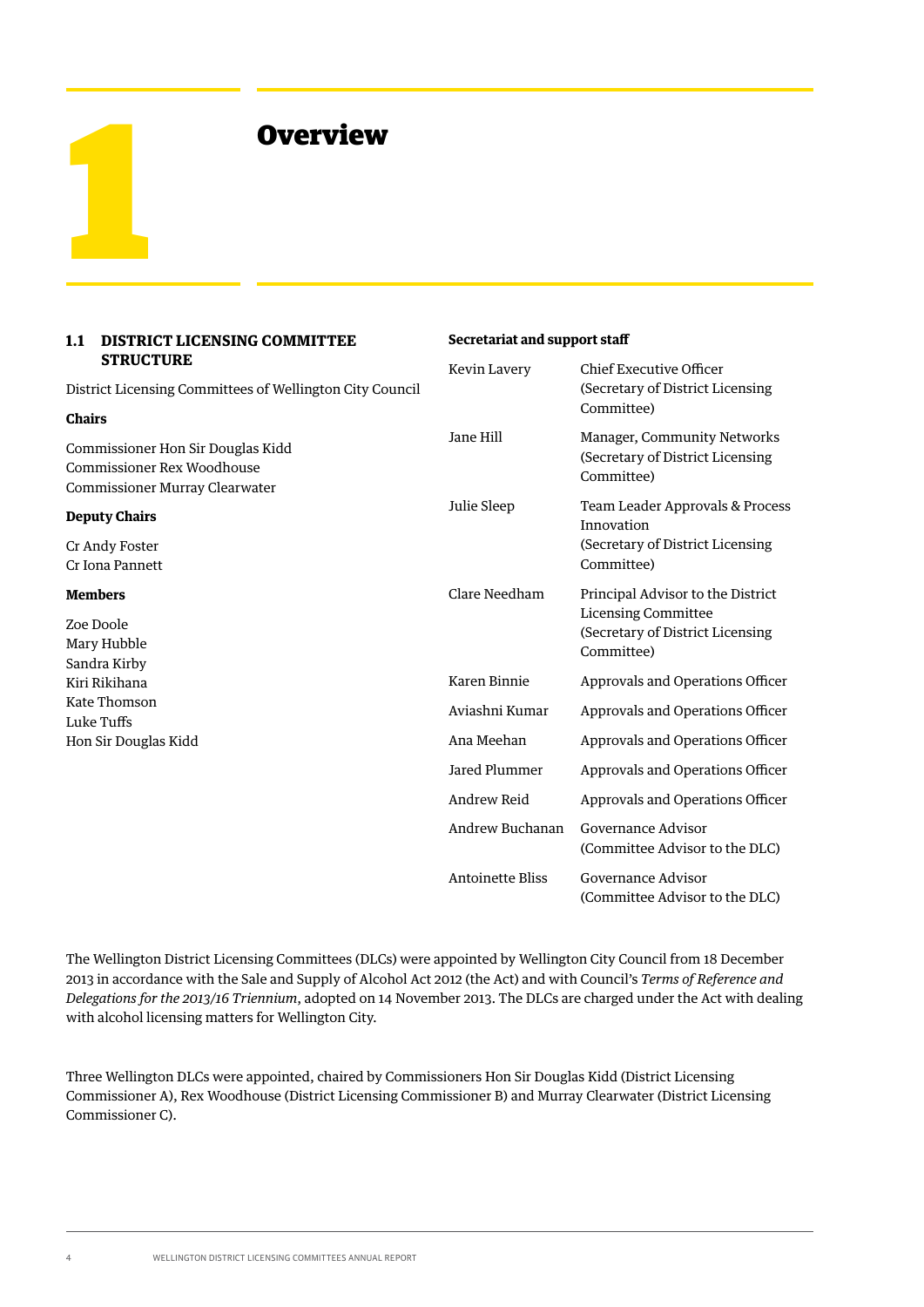# 1 Overview

## 1.1 DISTRICT LICENSING COMMITTEE STRUCTURE

District Licensing Committees of Wellington City Council

**Chairs**

Commissioner Hon Sir Douglas Kidd
Commissioner Rex Woodhouse
Commissioner Murray Clearwater

**Deputy Chairs**

Cr Andy Foster
Cr Iona Pannett

**Members**

Zoe Doole
Mary Hubble
Sandra Kirby
Kiri Rikihana
Kate Thomson
Luke Tuffs
Hon Sir Douglas Kidd

**Secretariat and support staff**

| | |
|---|---|
| Kevin Lavery | Chief Executive Officer (Secretary of District Licensing Committee) |
| Jane Hill | Manager, Community Networks (Secretary of District Licensing Committee) |
| Julie Sleep | Team Leader Approvals & Process Innovation (Secretary of District Licensing Committee) |
| Clare Needham | Principal Advisor to the District Licensing Committee (Secretary of District Licensing Committee) |
| Karen Binnie | Approvals and Operations Officer |
| Aviashni Kumar | Approvals and Operations Officer |
| Ana Meehan | Approvals and Operations Officer |
| Jared Plummer | Approvals and Operations Officer |
| Andrew Reid | Approvals and Operations Officer |
| Andrew Buchanan | Governance Advisor (Committee Advisor to the DLC) |
| Antoinette Bliss | Governance Advisor (Committee Advisor to the DLC) |

The Wellington District Licensing Committees (DLCs) were appointed by Wellington City Council from 18 December 2013 in accordance with the Sale and Supply of Alcohol Act 2012 (the Act) and with Council's *Terms of Reference and Delegations for the 2013/16 Triennium*, adopted on 14 November 2013. The DLCs are charged under the Act with dealing with alcohol licensing matters for Wellington City.

Three Wellington DLCs were appointed, chaired by Commissioners Hon Sir Douglas Kidd (District Licensing Commissioner A), Rex Woodhouse (District Licensing Commissioner B) and Murray Clearwater (District Licensing Commissioner C).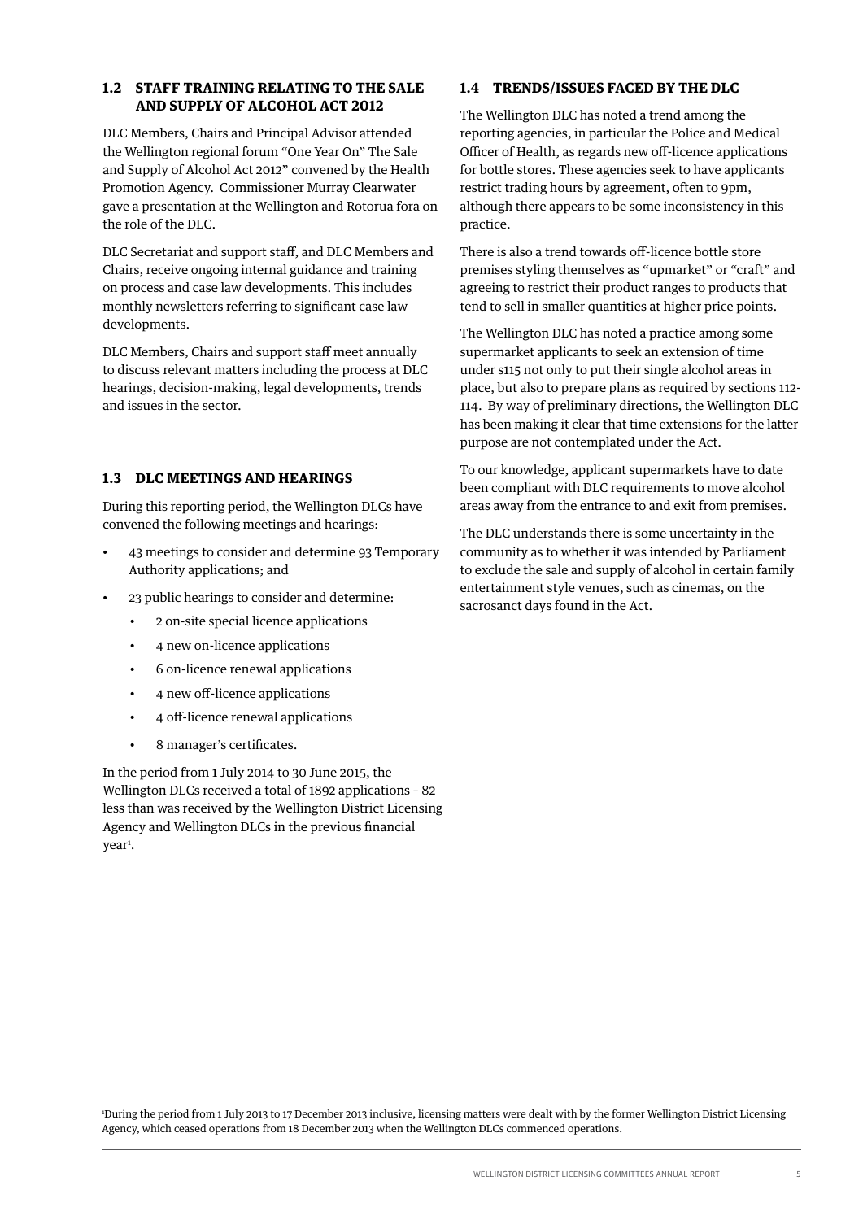## 1.2 STAFF TRAINING RELATING TO THE SALE AND SUPPLY OF ALCOHOL ACT 2012

DLC Members, Chairs and Principal Advisor attended the Wellington regional forum "One Year On" The Sale and Supply of Alcohol Act 2012" convened by the Health Promotion Agency. Commissioner Murray Clearwater gave a presentation at the Wellington and Rotorua fora on the role of the DLC.

DLC Secretariat and support staff, and DLC Members and Chairs, receive ongoing internal guidance and training on process and case law developments. This includes monthly newsletters referring to significant case law developments.

DLC Members, Chairs and support staff meet annually to discuss relevant matters including the process at DLC hearings, decision-making, legal developments, trends and issues in the sector.

## 1.3 DLC MEETINGS AND HEARINGS

During this reporting period, the Wellington DLCs have convened the following meetings and hearings:

- 43 meetings to consider and determine 93 Temporary Authority applications; and
- 23 public hearings to consider and determine:
  - 2 on-site special licence applications
  - 4 new on-licence applications
  - 6 on-licence renewal applications
  - 4 new off-licence applications
  - 4 off-licence renewal applications
  - 8 manager's certificates.

In the period from 1 July 2014 to 30 June 2015, the Wellington DLCs received a total of 1892 applications - 82 less than was received by the Wellington District Licensing Agency and Wellington DLCs in the previous financial year[1].

## 1.4 TRENDS/ISSUES FACED BY THE DLC

The Wellington DLC has noted a trend among the reporting agencies, in particular the Police and Medical Officer of Health, as regards new off-licence applications for bottle stores. These agencies seek to have applicants restrict trading hours by agreement, often to 9pm, although there appears to be some inconsistency in this practice.

There is also a trend towards off-licence bottle store premises styling themselves as "upmarket" or "craft" and agreeing to restrict their product ranges to products that tend to sell in smaller quantities at higher price points.

The Wellington DLC has noted a practice among some supermarket applicants to seek an extension of time under s115 not only to put their single alcohol areas in place, but also to prepare plans as required by sections 112-114. By way of preliminary directions, the Wellington DLC has been making it clear that time extensions for the latter purpose are not contemplated under the Act.

To our knowledge, applicant supermarkets have to date been compliant with DLC requirements to move alcohol areas away from the entrance to and exit from premises.

The DLC understands there is some uncertainty in the community as to whether it was intended by Parliament to exclude the sale and supply of alcohol in certain family entertainment style venues, such as cinemas, on the sacrosanct days found in the Act.

[1] During the period from 1 July 2013 to 17 December 2013 inclusive, licensing matters were dealt with by the former Wellington District Licensing Agency, which ceased operations from 18 December 2013 when the Wellington DLCs commenced operations.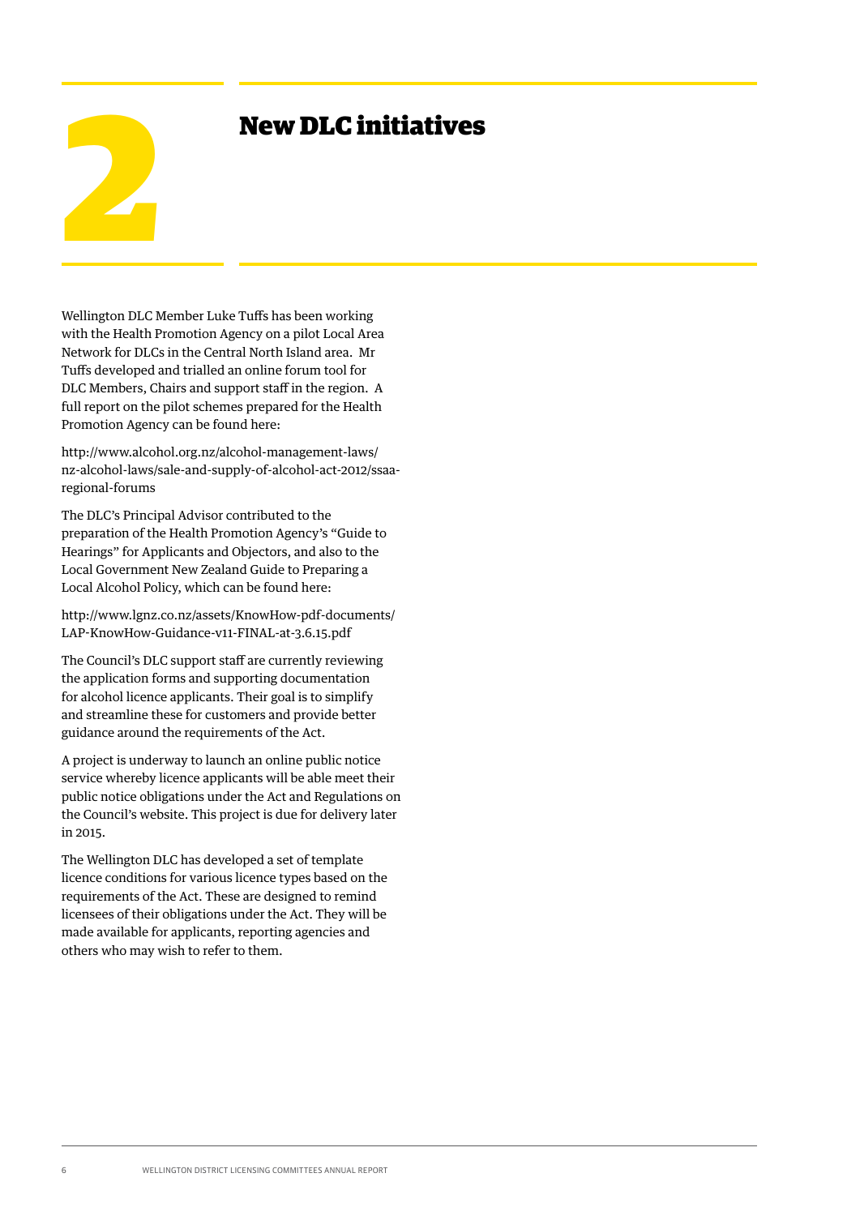# 2 New DLC initiatives

Wellington DLC Member Luke Tuffs has been working with the Health Promotion Agency on a pilot Local Area Network for DLCs in the Central North Island area. Mr Tuffs developed and trialled an online forum tool for DLC Members, Chairs and support staff in the region. A full report on the pilot schemes prepared for the Health Promotion Agency can be found here:

http://www.alcohol.org.nz/alcohol-management-laws/nz-alcohol-laws/sale-and-supply-of-alcohol-act-2012/ssaa-regional-forums

The DLC's Principal Advisor contributed to the preparation of the Health Promotion Agency's "Guide to Hearings" for Applicants and Objectors, and also to the Local Government New Zealand Guide to Preparing a Local Alcohol Policy, which can be found here:

http://www.lgnz.co.nz/assets/KnowHow-pdf-documents/LAP-KnowHow-Guidance-v11-FINAL-at-3.6.15.pdf

The Council's DLC support staff are currently reviewing the application forms and supporting documentation for alcohol licence applicants. Their goal is to simplify and streamline these for customers and provide better guidance around the requirements of the Act.

A project is underway to launch an online public notice service whereby licence applicants will be able meet their public notice obligations under the Act and Regulations on the Council's website. This project is due for delivery later in 2015.

The Wellington DLC has developed a set of template licence conditions for various licence types based on the requirements of the Act. These are designed to remind licensees of their obligations under the Act. They will be made available for applicants, reporting agencies and others who may wish to refer to them.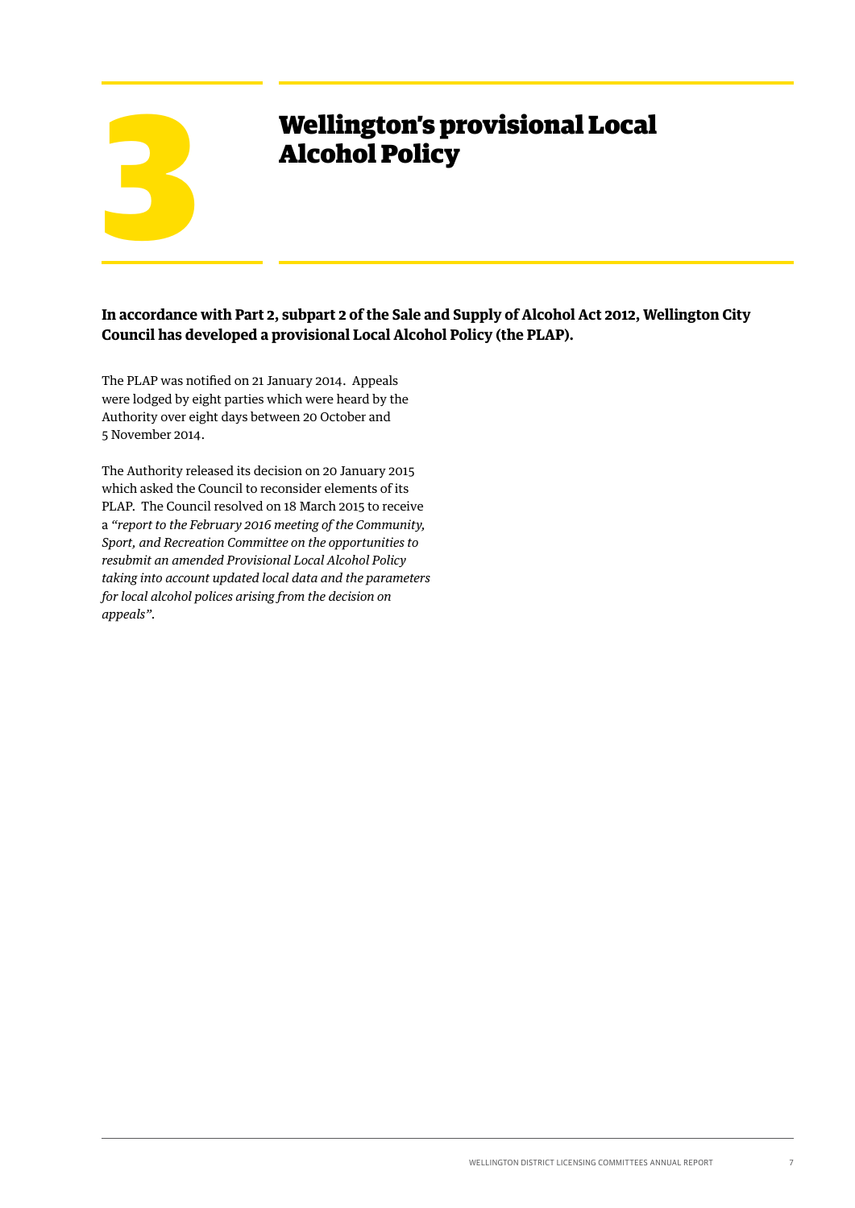# 3 Wellington's provisional Local Alcohol Policy

**In accordance with Part 2, subpart 2 of the Sale and Supply of Alcohol Act 2012, Wellington City Council has developed a provisional Local Alcohol Policy (the PLAP).**

The PLAP was notified on 21 January 2014. Appeals were lodged by eight parties which were heard by the Authority over eight days between 20 October and 5 November 2014.

The Authority released its decision on 20 January 2015 which asked the Council to reconsider elements of its PLAP. The Council resolved on 18 March 2015 to receive a *"report to the February 2016 meeting of the Community, Sport, and Recreation Committee on the opportunities to resubmit an amended Provisional Local Alcohol Policy taking into account updated local data and the parameters for local alcohol polices arising from the decision on appeals".*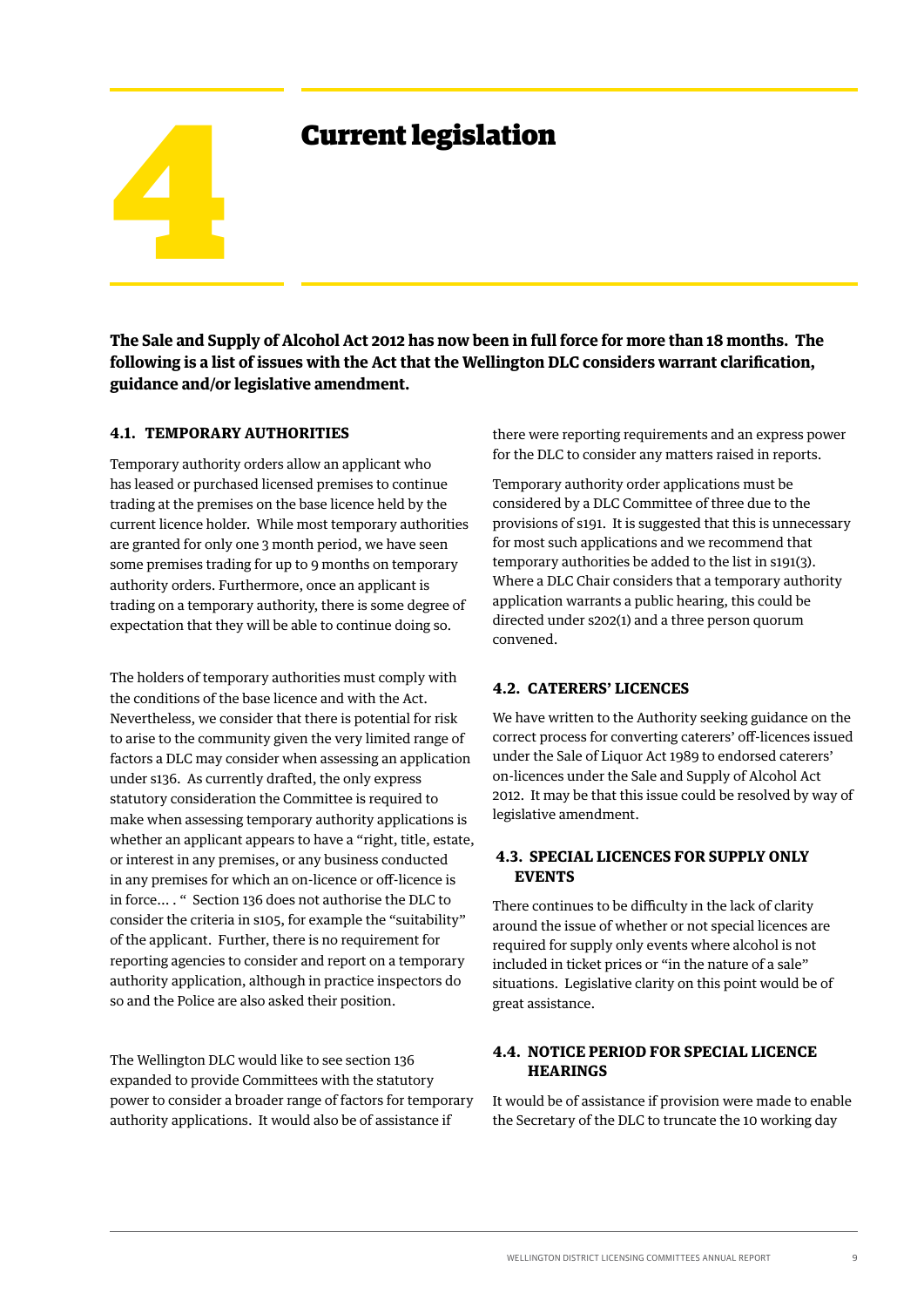# 4 Current legislation

**The Sale and Supply of Alcohol Act 2012 has now been in full force for more than 18 months. The following is a list of issues with the Act that the Wellington DLC considers warrant clarification, guidance and/or legislative amendment.**

## 4.1. TEMPORARY AUTHORITIES

Temporary authority orders allow an applicant who has leased or purchased licensed premises to continue trading at the premises on the base licence held by the current licence holder. While most temporary authorities are granted for only one 3 month period, we have seen some premises trading for up to 9 months on temporary authority orders. Furthermore, once an applicant is trading on a temporary authority, there is some degree of expectation that they will be able to continue doing so.

The holders of temporary authorities must comply with the conditions of the base licence and with the Act. Nevertheless, we consider that there is potential for risk to arise to the community given the very limited range of factors a DLC may consider when assessing an application under s136. As currently drafted, the only express statutory consideration the Committee is required to make when assessing temporary authority applications is whether an applicant appears to have a "right, title, estate, or interest in any premises, or any business conducted in any premises for which an on-licence or off-licence is in force… . " Section 136 does not authorise the DLC to consider the criteria in s105, for example the "suitability" of the applicant. Further, there is no requirement for reporting agencies to consider and report on a temporary authority application, although in practice inspectors do so and the Police are also asked their position.

The Wellington DLC would like to see section 136 expanded to provide Committees with the statutory power to consider a broader range of factors for temporary authority applications. It would also be of assistance if there were reporting requirements and an express power for the DLC to consider any matters raised in reports.

Temporary authority order applications must be considered by a DLC Committee of three due to the provisions of s191. It is suggested that this is unnecessary for most such applications and we recommend that temporary authorities be added to the list in s191(3). Where a DLC Chair considers that a temporary authority application warrants a public hearing, this could be directed under s202(1) and a three person quorum convened.

## 4.2. CATERERS' LICENCES

We have written to the Authority seeking guidance on the correct process for converting caterers' off-licences issued under the Sale of Liquor Act 1989 to endorsed caterers' on-licences under the Sale and Supply of Alcohol Act 2012. It may be that this issue could be resolved by way of legislative amendment.

## 4.3. SPECIAL LICENCES FOR SUPPLY ONLY EVENTS

There continues to be difficulty in the lack of clarity around the issue of whether or not special licences are required for supply only events where alcohol is not included in ticket prices or "in the nature of a sale" situations. Legislative clarity on this point would be of great assistance.

## 4.4. NOTICE PERIOD FOR SPECIAL LICENCE HEARINGS

It would be of assistance if provision were made to enable the Secretary of the DLC to truncate the 10 working day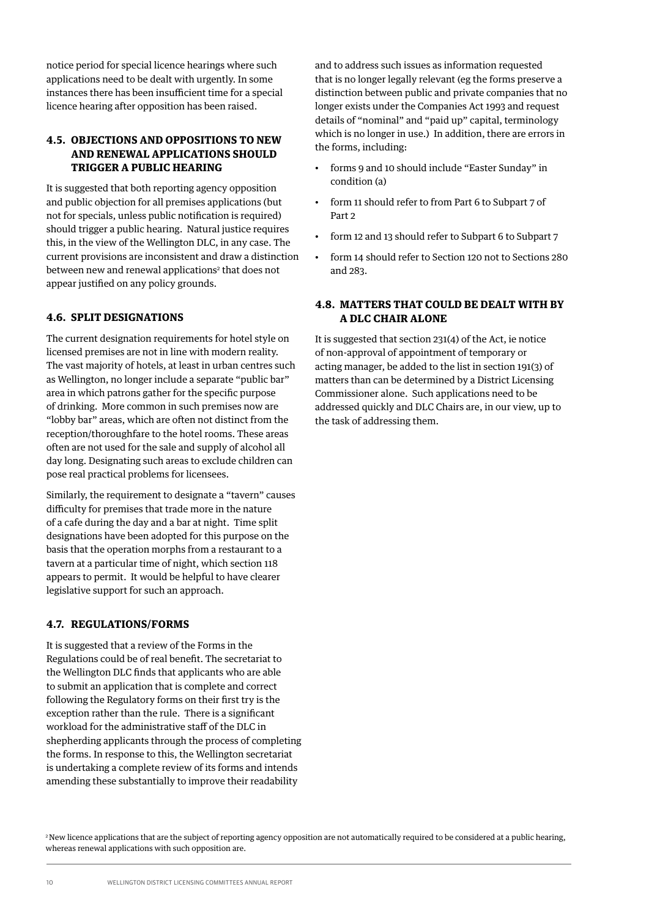notice period for special licence hearings where such applications need to be dealt with urgently. In some instances there has been insufficient time for a special licence hearing after opposition has been raised.

### 4.5. OBJECTIONS AND OPPOSITIONS TO NEW AND RENEWAL APPLICATIONS SHOULD TRIGGER A PUBLIC HEARING

It is suggested that both reporting agency opposition and public objection for all premises applications (but not for specials, unless public notification is required) should trigger a public hearing. Natural justice requires this, in the view of the Wellington DLC, in any case. The current provisions are inconsistent and draw a distinction between new and renewal applications[2] that does not appear justified on any policy grounds.

### 4.6. SPLIT DESIGNATIONS

The current designation requirements for hotel style on licensed premises are not in line with modern reality. The vast majority of hotels, at least in urban centres such as Wellington, no longer include a separate "public bar" area in which patrons gather for the specific purpose of drinking. More common in such premises now are "lobby bar" areas, which are often not distinct from the reception/thoroughfare to the hotel rooms. These areas often are not used for the sale and supply of alcohol all day long. Designating such areas to exclude children can pose real practical problems for licensees.

Similarly, the requirement to designate a "tavern" causes difficulty for premises that trade more in the nature of a cafe during the day and a bar at night. Time split designations have been adopted for this purpose on the basis that the operation morphs from a restaurant to a tavern at a particular time of night, which section 118 appears to permit. It would be helpful to have clearer legislative support for such an approach.

### 4.7. REGULATIONS/FORMS

It is suggested that a review of the Forms in the Regulations could be of real benefit. The secretariat to the Wellington DLC finds that applicants who are able to submit an application that is complete and correct following the Regulatory forms on their first try is the exception rather than the rule. There is a significant workload for the administrative staff of the DLC in shepherding applicants through the process of completing the forms. In response to this, the Wellington secretariat is undertaking a complete review of its forms and intends amending these substantially to improve their readability and to address such issues as information requested that is no longer legally relevant (eg the forms preserve a distinction between public and private companies that no longer exists under the Companies Act 1993 and request details of "nominal" and "paid up" capital, terminology which is no longer in use.) In addition, there are errors in the forms, including:

- forms 9 and 10 should include "Easter Sunday" in condition (a)
- form 11 should refer to from Part 6 to Subpart 7 of Part 2
- form 12 and 13 should refer to Subpart 6 to Subpart 7
- form 14 should refer to Section 120 not to Sections 280 and 283.

### 4.8. MATTERS THAT COULD BE DEALT WITH BY A DLC CHAIR ALONE

It is suggested that section 231(4) of the Act, ie notice of non-approval of appointment of temporary or acting manager, be added to the list in section 191(3) of matters than can be determined by a District Licensing Commissioner alone. Such applications need to be addressed quickly and DLC Chairs are, in our view, up to the task of addressing them.

[2] New licence applications that are the subject of reporting agency opposition are not automatically required to be considered at a public hearing, whereas renewal applications with such opposition are.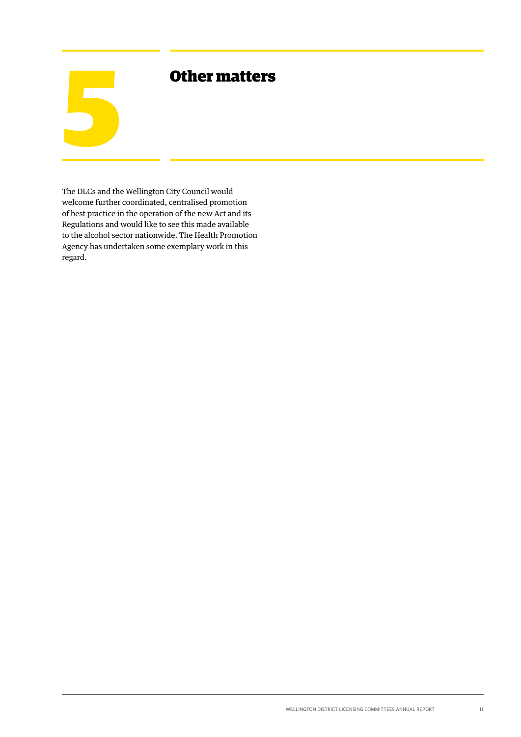# 5 Other matters

The DLCs and the Wellington City Council would welcome further coordinated, centralised promotion of best practice in the operation of the new Act and its Regulations and would like to see this made available to the alcohol sector nationwide. The Health Promotion Agency has undertaken some exemplary work in this regard.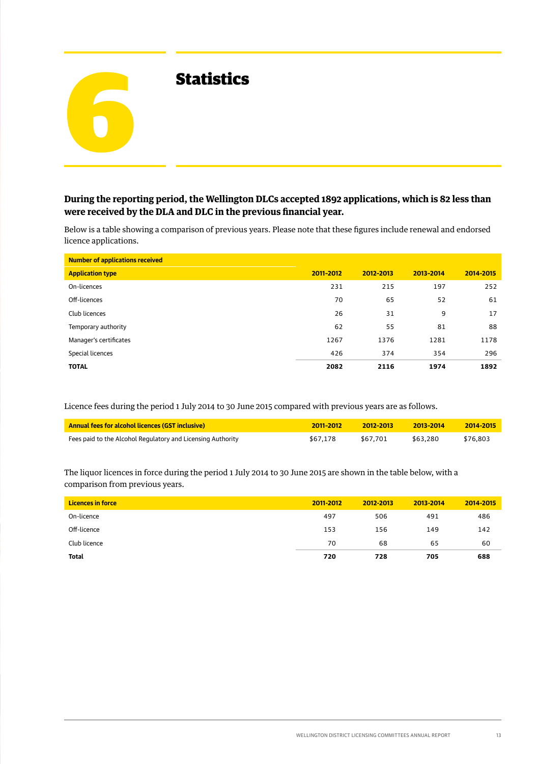# 6 Statistics

**During the reporting period, the Wellington DLCs accepted 1892 applications, which is 82 less than were received by the DLA and DLC in the previous financial year.**

Below is a table showing a comparison of previous years. Please note that these figures include renewal and endorsed licence applications.

| Number of applications received | | | | |
|---|---|---|---|---|
| **Application type** | **2011-2012** | **2012-2013** | **2013-2014** | **2014-2015** |
| On-licences | 231 | 215 | 197 | 252 |
| Off-licences | 70 | 65 | 52 | 61 |
| Club licences | 26 | 31 | 9 | 17 |
| Temporary authority | 62 | 55 | 81 | 88 |
| Manager's certificates | 1267 | 1376 | 1281 | 1178 |
| Special licences | 426 | 374 | 354 | 296 |
| **TOTAL** | **2082** | **2116** | **1974** | **1892** |

Licence fees during the period 1 July 2014 to 30 June 2015 compared with previous years are as follows.

| Annual fees for alcohol licences (GST inclusive) | 2011-2012 | 2012-2013 | 2013-2014 | 2014-2015 |
|---|---|---|---|---|
| Fees paid to the Alcohol Regulatory and Licensing Authority | $67,178 | $67,701 | $63,280 | $76,803 |

The liquor licences in force during the period 1 July 2014 to 30 June 2015 are shown in the table below, with a comparison from previous years.

| Licences in force | 2011-2012 | 2012-2013 | 2013-2014 | 2014-2015 |
|---|---|---|---|---|
| On-licence | 497 | 506 | 491 | 486 |
| Off-licence | 153 | 156 | 149 | 142 |
| Club licence | 70 | 68 | 65 | 60 |
| **Total** | **720** | **728** | **705** | **688** |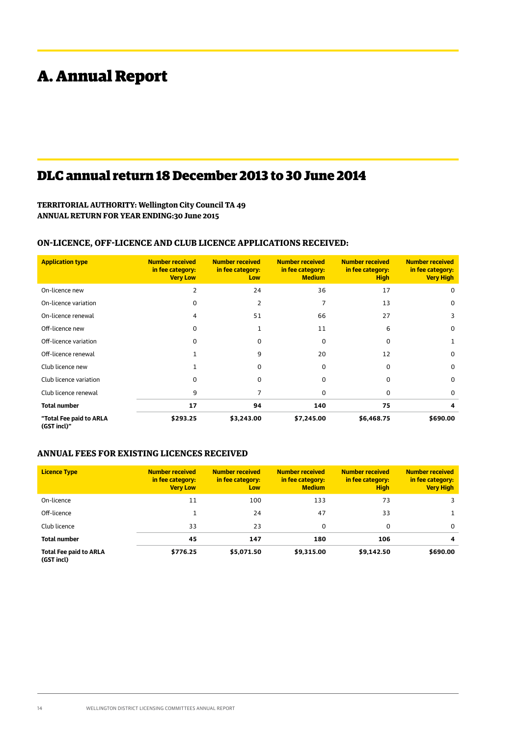# A. Annual Report

# DLC annual return 18 December 2013 to 30 June 2014

**TERRITORIAL AUTHORITY: Wellington City Council TA 49**
**ANNUAL RETURN FOR YEAR ENDING:30 June 2015**

### ON-LICENCE, OFF-LICENCE AND CLUB LICENCE APPLICATIONS RECEIVED:

| Application type | Number received in fee category: Very Low | Number received in fee category: Low | Number received in fee category: Medium | Number received in fee category: High | Number received in fee category: Very High |
|---|---|---|---|---|---|
| On-licence new | 2 | 24 | 36 | 17 | 0 |
| On-licence variation | 0 | 2 | 7 | 13 | 0 |
| On-licence renewal | 4 | 51 | 66 | 27 | 3 |
| Off-licence new | 0 | 1 | 11 | 6 | 0 |
| Off-licence variation | 0 | 0 | 0 | 0 | 1 |
| Off-licence renewal | 1 | 9 | 20 | 12 | 0 |
| Club licence new | 1 | 0 | 0 | 0 | 0 |
| Club licence variation | 0 | 0 | 0 | 0 | 0 |
| Club licence renewal | 9 | 7 | 0 | 0 | 0 |
| **Total number** | **17** | **94** | **140** | **75** | **4** |
| **"Total Fee paid to ARLA (GST incl)"** | **$293.25** | **$3,243.00** | **$7,245.00** | **$6,468.75** | **$690.00** |

### ANNUAL FEES FOR EXISTING LICENCES RECEIVED

| Licence Type | Number received in fee category: Very Low | Number received in fee category: Low | Number received in fee category: Medium | Number received in fee category: High | Number received in fee category: Very High |
|---|---|---|---|---|---|
| On-licence | 11 | 100 | 133 | 73 | 3 |
| Off-licence | 1 | 24 | 47 | 33 | 1 |
| Club licence | 33 | 23 | 0 | 0 | 0 |
| **Total number** | **45** | **147** | **180** | **106** | **4** |
| **Total Fee paid to ARLA (GST incl)** | **$776.25** | **$5,071.50** | **$9,315.00** | **$9,142.50** | **$690.00** |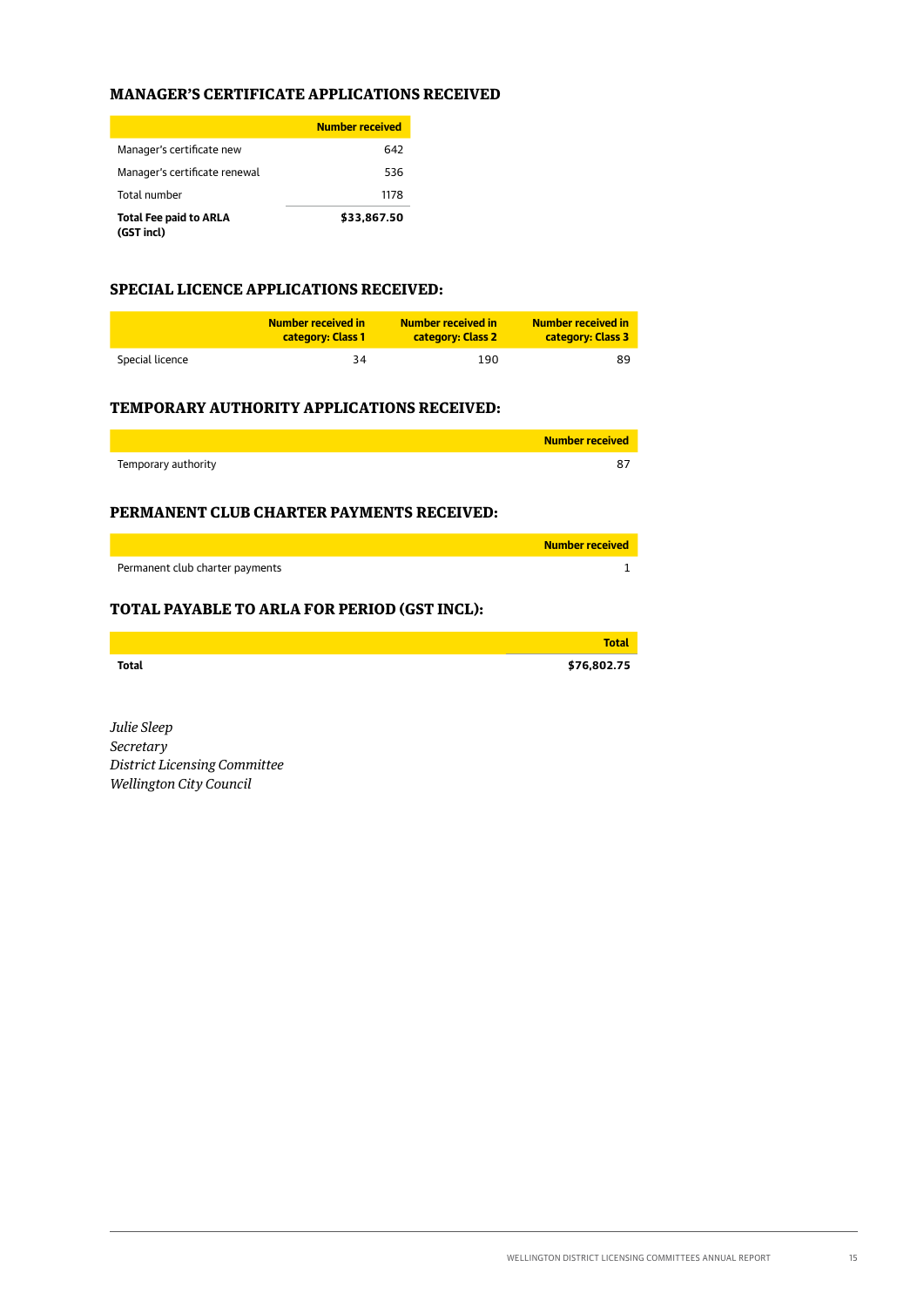## MANAGER'S CERTIFICATE APPLICATIONS RECEIVED

| | Number received |
|---|---|
| Manager's certificate new | 642 |
| Manager's certificate renewal | 536 |
| Total number | 1178 |
| **Total Fee paid to ARLA (GST incl)** | **$33,867.50** |

## SPECIAL LICENCE APPLICATIONS RECEIVED:

| | Number received in category: Class 1 | Number received in category: Class 2 | Number received in category: Class 3 |
|---|---|---|---|
| Special licence | 34 | 190 | 89 |

## TEMPORARY AUTHORITY APPLICATIONS RECEIVED:

| | Number received |
|---|---|
| Temporary authority | 87 |

## PERMANENT CLUB CHARTER PAYMENTS RECEIVED:

| | Number received |
|---|---|
| Permanent club charter payments | 1 |

## TOTAL PAYABLE TO ARLA FOR PERIOD (GST INCL):

| | Total |
|---|---|
| **Total** | **$76,802.75** |

*Julie Sleep*
*Secretary*
*District Licensing Committee*
*Wellington City Council*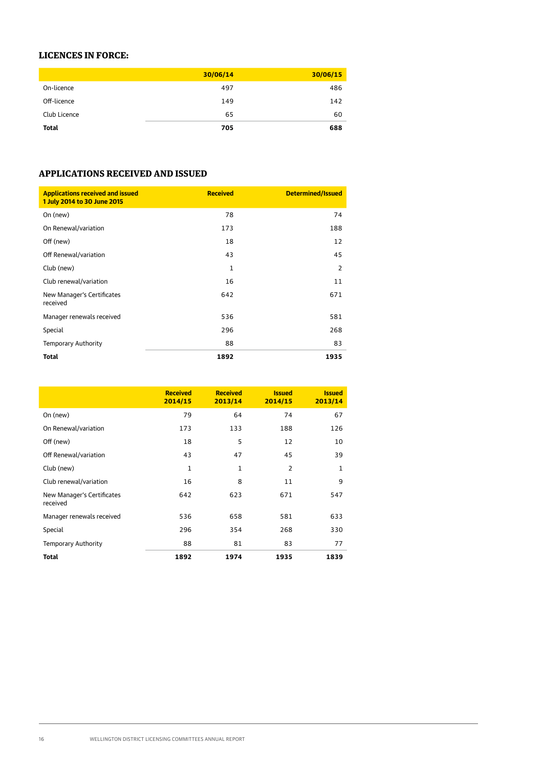## LICENCES IN FORCE:

| | 30/06/14 | 30/06/15 |
|---|---|---|
| On-licence | 497 | 486 |
| Off-licence | 149 | 142 |
| Club Licence | 65 | 60 |
| **Total** | **705** | **688** |

## APPLICATIONS RECEIVED AND ISSUED

| Applications received and issued 1 July 2014 to 30 June 2015 | Received | Determined/Issued |
|---|---|---|
| On (new) | 78 | 74 |
| On Renewal/variation | 173 | 188 |
| Off (new) | 18 | 12 |
| Off Renewal/variation | 43 | 45 |
| Club (new) | 1 | 2 |
| Club renewal/variation | 16 | 11 |
| New Manager's Certificates received | 642 | 671 |
| Manager renewals received | 536 | 581 |
| Special | 296 | 268 |
| Temporary Authority | 88 | 83 |
| **Total** | **1892** | **1935** |

| | Received 2014/15 | Received 2013/14 | Issued 2014/15 | Issued 2013/14 |
|---|---|---|---|---|
| On (new) | 79 | 64 | 74 | 67 |
| On Renewal/variation | 173 | 133 | 188 | 126 |
| Off (new) | 18 | 5 | 12 | 10 |
| Off Renewal/variation | 43 | 47 | 45 | 39 |
| Club (new) | 1 | 1 | 2 | 1 |
| Club renewal/variation | 16 | 8 | 11 | 9 |
| New Manager's Certificates received | 642 | 623 | 671 | 547 |
| Manager renewals received | 536 | 658 | 581 | 633 |
| Special | 296 | 354 | 268 | 330 |
| Temporary Authority | 88 | 81 | 83 | 77 |
| **Total** | **1892** | **1974** | **1935** | **1839** |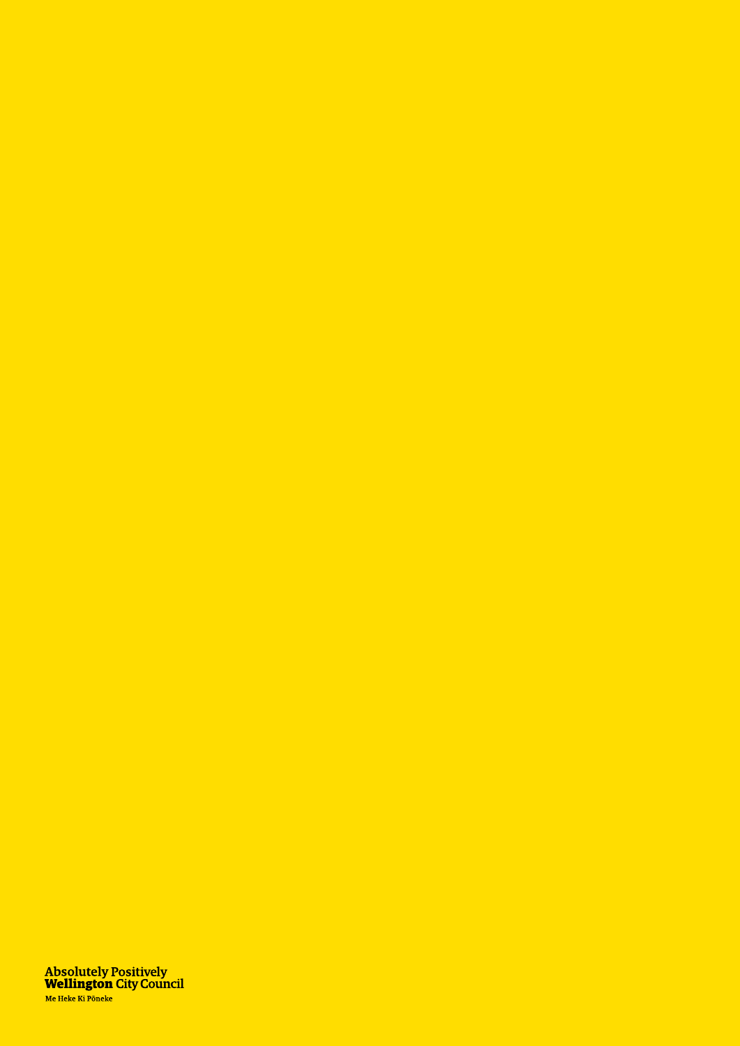Absolutely Positively
**Wellington** City Council

Me Heke Ki Pōneke